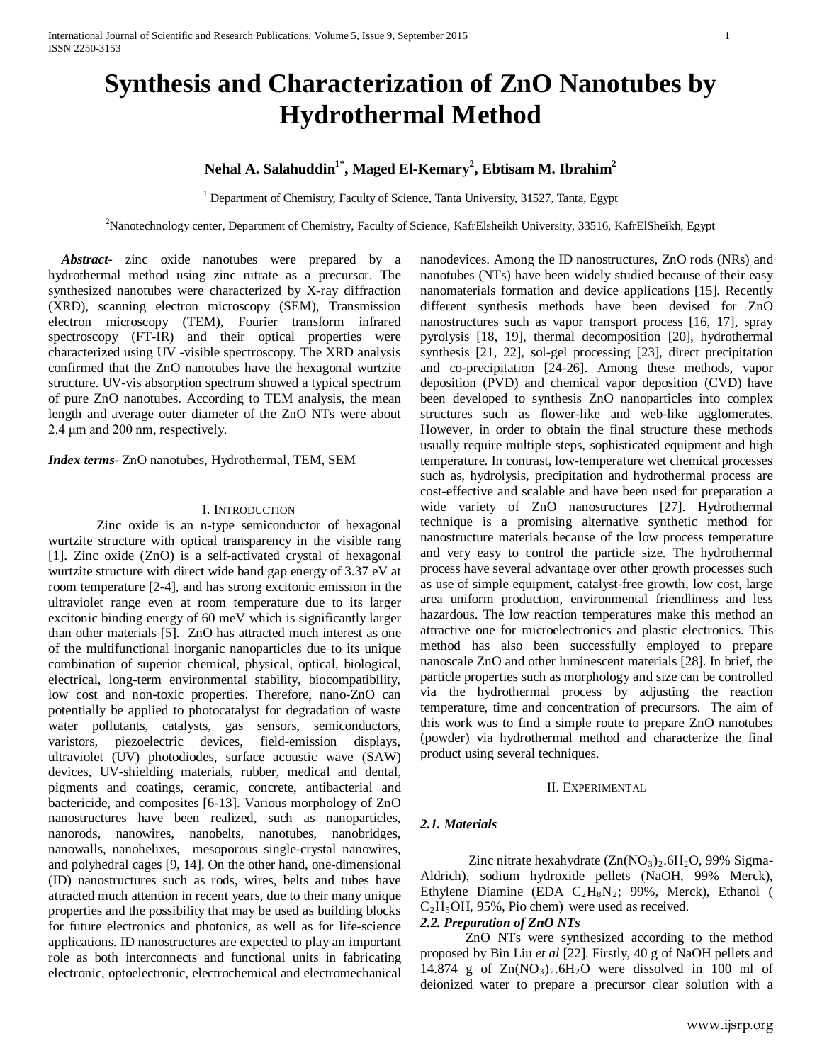# Synthesis and Characterization of ZnO Nanotubes by Hydrothermal Method

**Nehal A. Salahuddin[1*], Maged El-Kemary[2], Ebtisam M. Ibrahim[2]**

[1] Department of Chemistry, Faculty of Science, Tanta University, 31527, Tanta, Egypt

[2]Nanotechnology center, Department of Chemistry, Faculty of Science, KafrElsheikh University, 33516, KafrElSheikh, Egypt

***Abstract-*** zinc oxide nanotubes were prepared by a hydrothermal method using zinc nitrate as a precursor. The synthesized nanotubes were characterized by X-ray diffraction (XRD), scanning electron microscopy (SEM), Transmission electron microscopy (TEM), Fourier transform infrared spectroscopy (FT-IR) and their optical properties were characterized using UV -visible spectroscopy. The XRD analysis confirmed that the ZnO nanotubes have the hexagonal wurtzite structure. UV-vis absorption spectrum showed a typical spectrum of pure ZnO nanotubes. According to TEM analysis, the mean length and average outer diameter of the ZnO NTs were about 2.4 µm and 200 nm, respectively.

***Index terms-*** ZnO nanotubes, Hydrothermal, TEM, SEM

## I. Introduction

Zinc oxide is an n-type semiconductor of hexagonal wurtzite structure with optical transparency in the visible rang [1]. Zinc oxide (ZnO) is a self-activated crystal of hexagonal wurtzite structure with direct wide band gap energy of 3.37 eV at room temperature [2-4], and has strong excitonic emission in the ultraviolet range even at room temperature due to its larger excitonic binding energy of 60 meV which is significantly larger than other materials [5]. ZnO has attracted much interest as one of the multifunctional inorganic nanoparticles due to its unique combination of superior chemical, physical, optical, biological, electrical, long-term environmental stability, biocompatibility, low cost and non-toxic properties. Therefore, nano-ZnO can potentially be applied to photocatalyst for degradation of waste water pollutants, catalysts, gas sensors, semiconductors, varistors, piezoelectric devices, field-emission displays, ultraviolet (UV) photodiodes, surface acoustic wave (SAW) devices, UV-shielding materials, rubber, medical and dental, pigments and coatings, ceramic, concrete, antibacterial and bactericide, and composites [6-13]. Various morphology of ZnO nanostructures have been realized, such as nanoparticles, nanorods, nanowires, nanobelts, nanotubes, nanobridges, nanowalls, nanohelixes, mesoporous single-crystal nanowires, and polyhedral cages [9, 14]. On the other hand, one-dimensional (ID) nanostructures such as rods, wires, belts and tubes have attracted much attention in recent years, due to their many unique properties and the possibility that may be used as building blocks for future electronics and photonics, as well as for life-science applications. ID nanostructures are expected to play an important role as both interconnects and functional units in fabricating electronic, optoelectronic, electrochemical and electromechanical nanodevices. Among the ID nanostructures, ZnO rods (NRs) and nanotubes (NTs) have been widely studied because of their easy nanomaterials formation and device applications [15]. Recently different synthesis methods have been devised for ZnO nanostructures such as vapor transport process [16, 17], spray pyrolysis [18, 19], thermal decomposition [20], hydrothermal synthesis [21, 22], sol-gel processing [23], direct precipitation and co-precipitation [24-26]. Among these methods, vapor deposition (PVD) and chemical vapor deposition (CVD) have been developed to synthesis ZnO nanoparticles into complex structures such as flower-like and web-like agglomerates. However, in order to obtain the final structure these methods usually require multiple steps, sophisticated equipment and high temperature. In contrast, low-temperature wet chemical processes such as, hydrolysis, precipitation and hydrothermal process are cost-effective and scalable and have been used for preparation a wide variety of ZnO nanostructures [27]. Hydrothermal technique is a promising alternative synthetic method for nanostructure materials because of the low process temperature and very easy to control the particle size. The hydrothermal process have several advantage over other growth processes such as use of simple equipment, catalyst-free growth, low cost, large area uniform production, environmental friendliness and less hazardous. The low reaction temperatures make this method an attractive one for microelectronics and plastic electronics. This method has also been successfully employed to prepare nanoscale ZnO and other luminescent materials [28]. In brief, the particle properties such as morphology and size can be controlled via the hydrothermal process by adjusting the reaction temperature, time and concentration of precursors. The aim of this work was to find a simple route to prepare ZnO nanotubes (powder) via hydrothermal method and characterize the final product using several techniques.

## II. Experimental

### *2.1. Materials*

Zinc nitrate hexahydrate ($Zn(NO_3)_2.6H_2O$, 99% Sigma-Aldrich), sodium hydroxide pellets (NaOH, 99% Merck), Ethylene Diamine (EDA $C_2H_8N_2$; 99%, Merck), Ethanol ( $C_2H_5OH$, 95%, Pio chem) were used as received.

### *2.2. Preparation of ZnO NTs*

ZnO NTs were synthesized according to the method proposed by Bin Liu *et al* [22]. Firstly, 40 g of NaOH pellets and 14.874 g of $Zn(NO_3)_2.6H_2O$ were dissolved in 100 ml of deionized water to prepare a precursor clear solution with a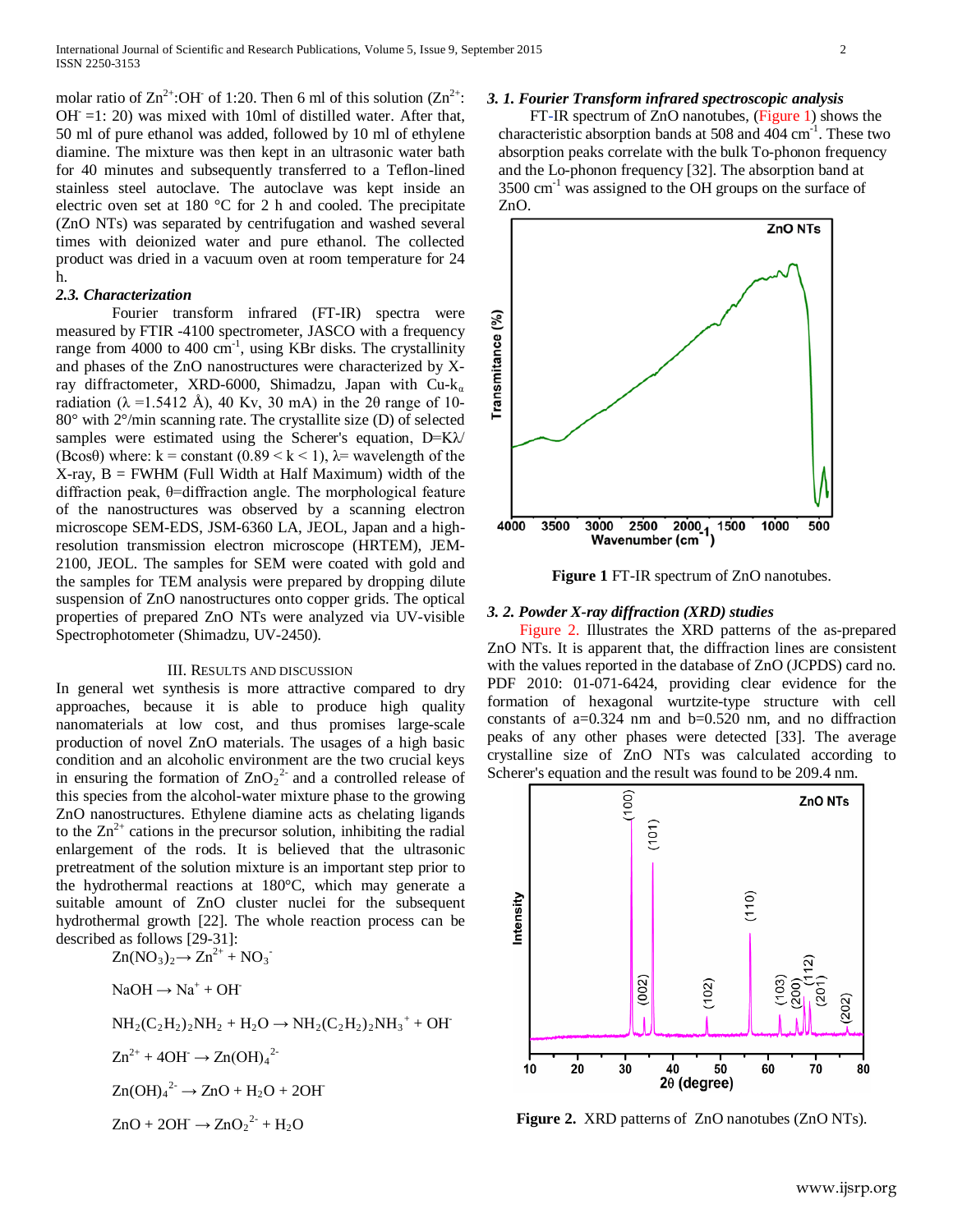molar ratio of $Zn^{2+}$:$OH^-$ of 1:20. Then 6 ml of this solution ($Zn^{2+}$: $OH^-$ =1: 20) was mixed with 10ml of distilled water. After that, 50 ml of pure ethanol was added, followed by 10 ml of ethylene diamine. The mixture was then kept in an ultrasonic water bath for 40 minutes and subsequently transferred to a Teflon-lined stainless steel autoclave. The autoclave was kept inside an electric oven set at 180 °C for 2 h and cooled. The precipitate (ZnO NTs) was separated by centrifugation and washed several times with deionized water and pure ethanol. The collected product was dried in a vacuum oven at room temperature for 24 h.

### *2.3. Characterization*

Fourier transform infrared (FT-IR) spectra were measured by FTIR -4100 spectrometer, JASCO with a frequency range from 4000 to 400 $cm^{-1}$, using KBr disks. The crystallinity and phases of the ZnO nanostructures were characterized by X-ray diffractometer, XRD-6000, Shimadzu, Japan with Cu-$k_\alpha$ radiation ($\lambda$ =1.5412 Å), 40 Kv, 30 mA) in the 2θ range of 10-80° with 2°/min scanning rate. The crystallite size (D) of selected samples were estimated using the Scherer's equation, $D=K\lambda/(B\cos\theta)$ where: k = constant (0.89 < k < 1), λ= wavelength of the X-ray, B = FWHM (Full Width at Half Maximum) width of the diffraction peak, θ=diffraction angle. The morphological feature of the nanostructures was observed by a scanning electron microscope SEM-EDS, JSM-6360 LA, JEOL, Japan and a high-resolution transmission electron microscope (HRTEM), JEM-2100, JEOL. The samples for SEM were coated with gold and the samples for TEM analysis were prepared by dropping dilute suspension of ZnO nanostructures onto copper grids. The optical properties of prepared ZnO NTs were analyzed via UV-visible Spectrophotometer (Shimadzu, UV-2450).

## III. Results and Discussion

In general wet synthesis is more attractive compared to dry approaches, because it is able to produce high quality nanomaterials at low cost, and thus promises large-scale production of novel ZnO materials. The usages of a high basic condition and an alcoholic environment are the two crucial keys in ensuring the formation of $ZnO_2^{2-}$ and a controlled release of this species from the alcohol-water mixture phase to the growing ZnO nanostructures. Ethylene diamine acts as chelating ligands to the $Zn^{2+}$ cations in the precursor solution, inhibiting the radial enlargement of the rods. It is believed that the ultrasonic pretreatment of the solution mixture is an important step prior to the hydrothermal reactions at 180°C, which may generate a suitable amount of ZnO cluster nuclei for the subsequent hydrothermal growth [22]. The whole reaction process can be described as follows [29-31]:

$$Zn(NO_3)_2 \rightarrow Zn^{2+} + NO_3^-$$

$$NaOH \rightarrow Na^+ + OH^-$$

$$NH_2(C_2H_2)_2NH_2 + H_2O \rightarrow NH_2(C_2H_2)_2NH_3^+ + OH^-$$

$$Zn^{2+} + 4OH^- \rightarrow Zn(OH)_4^{2-}$$

$$Zn(OH)_4^{2-} \rightarrow ZnO + H_2O + 2OH^-$$

$$ZnO + 2OH^- \rightarrow ZnO_2^{2-} + H_2O$$

### *3. 1. Fourier Transform infrared spectroscopic analysis*

FT-IR spectrum of ZnO nanotubes, (Figure 1) shows the characteristic absorption bands at 508 and 404 $cm^{-1}$. These two absorption peaks correlate with the bulk To-phonon frequency and the Lo-phonon frequency [32]. The absorption band at 3500 $cm^{-1}$ was assigned to the OH groups on the surface of ZnO.

**Figure 1** FT-IR spectrum of ZnO nanotubes.

### *3. 2. Powder X-ray diffraction (XRD) studies*

Figure 2. Illustrates the XRD patterns of the as-prepared ZnO NTs. It is apparent that, the diffraction lines are consistent with the values reported in the database of ZnO (JCPDS) card no. PDF 2010: 01-071-6424, providing clear evidence for the formation of hexagonal wurtzite-type structure with cell constants of a=0.324 nm and b=0.520 nm, and no diffraction peaks of any other phases were detected [33]. The average crystalline size of ZnO NTs was calculated according to Scherer's equation and the result was found to be 209.4 nm.

**Figure 2.** XRD patterns of ZnO nanotubes (ZnO NTs).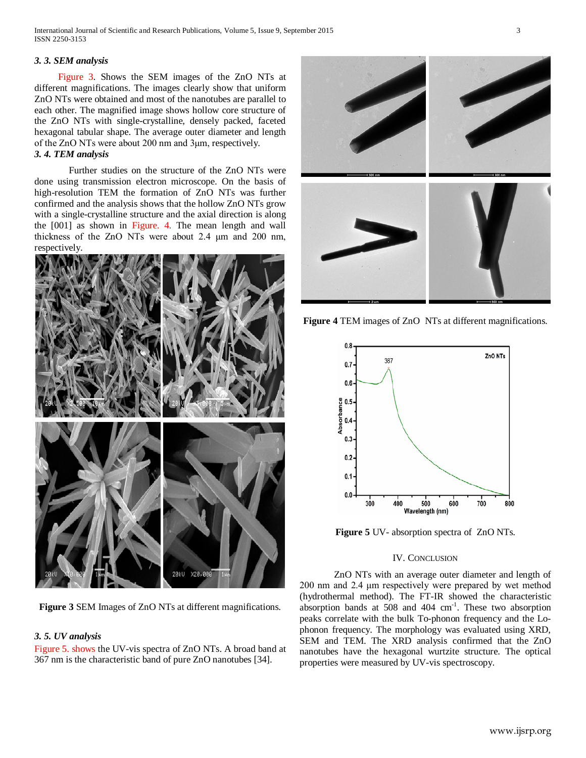### 3. 3. SEM analysis

Figure 3. Shows the SEM images of the ZnO NTs at different magnifications. The images clearly show that uniform ZnO NTs were obtained and most of the nanotubes are parallel to each other. The magnified image shows hollow core structure of the ZnO NTs with single-crystalline, densely packed, faceted hexagonal tabular shape. The average outer diameter and length of the ZnO NTs were about 200 nm and 3µm, respectively.

### 3. 4. TEM analysis

Further studies on the structure of the ZnO NTs were done using transmission electron microscope. On the basis of high-resolution TEM the formation of ZnO NTs was further confirmed and the analysis shows that the hollow ZnO NTs grow with a single-crystalline structure and the axial direction is along the [001] as shown in Figure. 4. The mean length and wall thickness of the ZnO NTs were about 2.4 µm and 200 nm, respectively.

**Figure 3** SEM Images of ZnO NTs at different magnifications.

### 3. 5. UV analysis

Figure 5. shows the UV-vis spectra of ZnO NTs. A broad band at 367 nm is the characteristic band of pure ZnO nanotubes [34].

**Figure 4** TEM images of ZnO NTs at different magnifications.

**Figure 5** UV- absorption spectra of ZnO NTs.

## IV. Conclusion

ZnO NTs with an average outer diameter and length of 200 nm and 2.4 µm respectively were prepared by wet method (hydrothermal method). The FT-IR showed the characteristic absorption bands at 508 and 404 $cm^{-1}$. These two absorption peaks correlate with the bulk To-phonon frequency and the Lo-phonon frequency. The morphology was evaluated using XRD, SEM and TEM. The XRD analysis confirmed that the ZnO nanotubes have the hexagonal wurtzite structure. The optical properties were measured by UV-vis spectroscopy.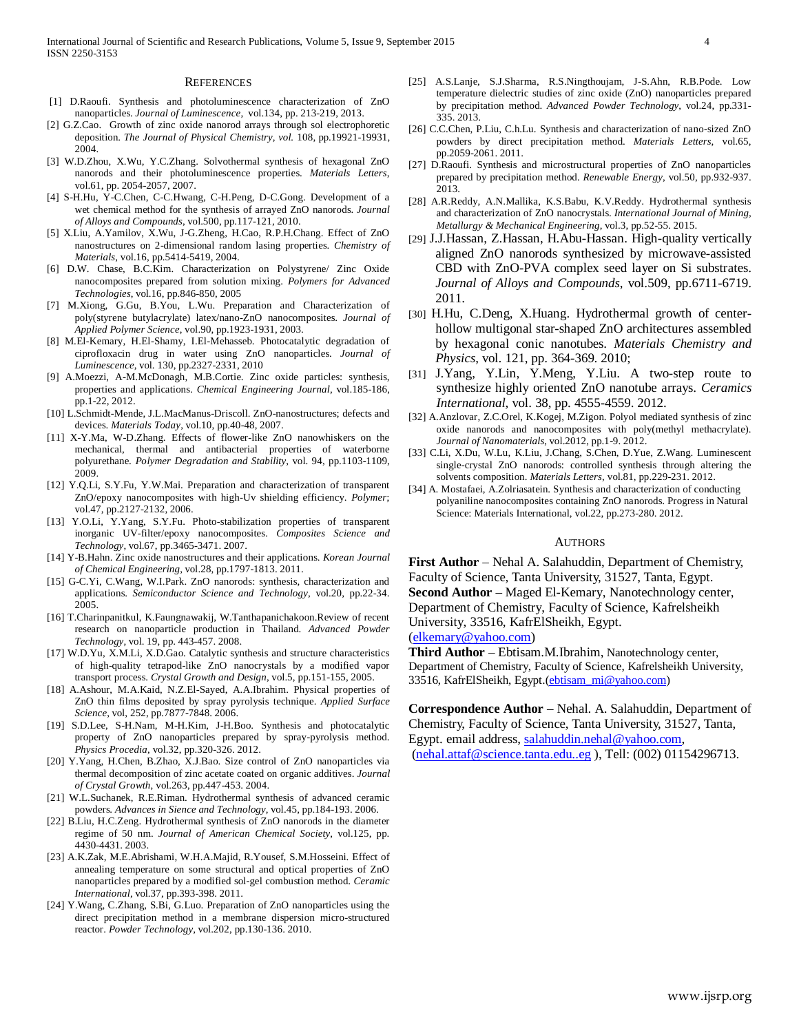## REFERENCES

[1] D.Raoufi. Synthesis and photoluminescence characterization of ZnO nanoparticles. *Journal of Luminescence*, vol.134, pp. 213-219, 2013.

[2] G.Z.Cao. Growth of zinc oxide nanorod arrays through sol electrophoretic deposition. *The Journal of Physical Chemistry, vol.* 108, pp.19921-19931, 2004.

[3] W.D.Zhou, X.Wu, Y.C.Zhang. Solvothermal synthesis of hexagonal ZnO nanorods and their photoluminescence properties. *Materials Letters*, vol.61, pp. 2054-2057, 2007.

[4] S-H.Hu, Y-C.Chen, C-C.Hwang, C-H.Peng, D-C.Gong. Development of a wet chemical method for the synthesis of arrayed ZnO nanorods. *Journal of Alloys and Compounds*, vol.500, pp.117-121, 2010.

[5] X.Liu, A.Yamilov, X.Wu, J-G.Zheng, H.Cao, R.P.H.Chang. Effect of ZnO nanostructures on 2-dimensional random lasing properties. *Chemistry of Materials*, vol.16, pp.5414-5419, 2004.

[6] D.W. Chase, B.C.Kim. Characterization on Polystyrene/ Zinc Oxide nanocomposites prepared from solution mixing. *Polymers for Advanced Technologies*, vol.16, pp.846-850, 2005

[7] M.Xiong, G.Gu, B.You, L.Wu. Preparation and Characterization of poly(styrene butylacrylate) latex/nano-ZnO nanocomposites. *Journal of Applied Polymer Science*, vol.90, pp.1923-1931, 2003.

[8] M.El-Kemary, H.El-Shamy, I.El-Mehasseb. Photocatalytic degradation of ciprofloxacin drug in water using ZnO nanoparticles. *Journal of Luminescence*, vol. 130, pp.2327-2331, 2010

[9] A.Moezzi, A-M.McDonagh, M.B.Cortie. Zinc oxide particles: synthesis, properties and applications. *Chemical Engineering Journal*, vol.185-186, pp.1-22, 2012.

[10] L.Schmidt-Mende, J.L.MacManus-Driscoll. ZnO-nanostructures; defects and devices. *Materials Today*, vol.10, pp.40-48, 2007.

[11] X-Y.Ma, W-D.Zhang. Effects of flower-like ZnO nanowhiskers on the mechanical, thermal and antibacterial properties of waterborne polyurethane. *Polymer Degradation and Stability*, vol. 94, pp.1103-1109, 2009.

[12] Y.Q.Li, S.Y.Fu, Y.W.Mai. Preparation and characterization of transparent ZnO/epoxy nanocomposites with high-Uv shielding efficiency. *Polymer*; vol.47, pp.2127-2132, 2006.

[13] Y.O.Li, Y.Yang, S.Y.Fu. Photo-stabilization properties of transparent inorganic UV-filter/epoxy nanocomposites. *Composites Science and Technology*, vol.67, pp.3465-3471. 2007.

[14] Y-B.Hahn. Zinc oxide nanostructures and their applications. *Korean Journal of Chemical Engineering*, vol.28, pp.1797-1813. 2011.

[15] G-C.Yi, C.Wang, W.I.Park. ZnO nanorods: synthesis, characterization and applications. *Semiconductor Science and Technology*, vol.20, pp.22-34. 2005.

[16] T.Charinpanitkul, K.Faungnawakij, W.Tanthapanichakoon.Review of recent research on nanoparticle production in Thailand. *Advanced Powder Technology*, vol. 19, pp. 443-457. 2008.

[17] W.D.Yu, X.M.Li, X.D.Gao. Catalytic synthesis and structure characteristics of high-quality tetrapod-like ZnO nanocrystals by a modified vapor transport process. *Crystal Growth and Design*, vol.5, pp.151-155, 2005.

[18] A.Ashour, M.A.Kaid, N.Z.El-Sayed, A.A.Ibrahim. Physical properties of ZnO thin films deposited by spray pyrolysis technique. *Applied Surface Science*, vol, 252, pp.7877-7848. 2006.

[19] S.D.Lee, S-H.Nam, M-H.Kim, J-H.Boo. Synthesis and photocatalytic property of ZnO nanoparticles prepared by spray-pyrolysis method. *Physics Procedia*, vol.32, pp.320-326. 2012.

[20] Y.Yang, H.Chen, B.Zhao, X.J.Bao. Size control of ZnO nanoparticles via thermal decomposition of zinc acetate coated on organic additives. *Journal of Crystal Growth*, vol.263, pp.447-453. 2004.

[21] W.L.Suchanek, R.E.Riman. Hydrothermal synthesis of advanced ceramic powders. *Advances in Sience and Technology*, vol.45, pp.184-193. 2006.

[22] B.Liu, H.C.Zeng. Hydrothermal synthesis of ZnO nanorods in the diameter regime of 50 nm. *Journal of American Chemical Society*, vol.125, pp. 4430-4431. 2003.

[23] A.K.Zak, M.E.Abrishami, W.H.A.Majid, R.Yousef, S.M.Hosseini. Effect of annealing temperature on some structural and optical properties of ZnO nanoparticles prepared by a modified sol-gel combustion method. *Ceramic International*, vol.37, pp.393-398. 2011.

[24] Y.Wang, C.Zhang, S.Bi, G.Luo. Preparation of ZnO nanoparticles using the direct precipitation method in a membrane dispersion micro-structured reactor. *Powder Technology*, vol.202, pp.130-136. 2010.

[25] A.S.Lanje, S.J.Sharma, R.S.Ningthoujam, J-S.Ahn, R.B.Pode. Low temperature dielectric studies of zinc oxide (ZnO) nanoparticles prepared by precipitation method. *Advanced Powder Technology*, vol.24, pp.331-335. 2013.

[26] C.C.Chen, P.Liu, C.h.Lu. Synthesis and characterization of nano-sized ZnO powders by direct precipitation method. *Materials Letters*, vol.65, pp.2059-2061. 2011.

[27] D.Raoufi. Synthesis and microstructural properties of ZnO nanoparticles prepared by precipitation method. *Renewable Energy*, vol.50, pp.932-937. 2013.

[28] A.R.Reddy, A.N.Mallika, K.S.Babu, K.V.Reddy. Hydrothermal synthesis and characterization of ZnO nanocrystals. *International Journal of Mining, Metallurgy & Mechanical Engineering*, vol.3, pp.52-55. 2015.

[29] J.J.Hassan, Z.Hassan, H.Abu-Hassan. High-quality vertically aligned ZnO nanorods synthesized by microwave-assisted CBD with ZnO-PVA complex seed layer on Si substrates. *Journal of Alloys and Compounds*, vol.509, pp.6711-6719. 2011.

[30] H.Hu, C.Deng, X.Huang. Hydrothermal growth of center-hollow multigonal star-shaped ZnO architectures assembled by hexagonal conic nanotubes. *Materials Chemistry and Physics*, vol. 121, pp. 364-369. 2010;

[31] J.Yang, Y.Lin, Y.Meng, Y.Liu. A two-step route to synthesize highly oriented ZnO nanotube arrays. *Ceramics International*, vol. 38, pp. 4555-4559. 2012.

[32] A.Anzlovar, Z.C.Orel, K.Kogej, M.Zigon. Polyol mediated synthesis of zinc oxide nanorods and nanocomposites with poly(methyl methacrylate). *Journal of Nanomaterials*, vol.2012, pp.1-9. 2012.

[33] C.Li, X.Du, W.Lu, K.Liu, J.Chang, S.Chen, D.Yue, Z.Wang. Luminescent single-crystal ZnO nanorods: controlled synthesis through altering the solvents composition. *Materials Letters*, vol.81, pp.229-231. 2012.

[34] A. Mostafaei, A.Zolriasatein. Synthesis and characterization of conducting polyaniline nanocomposites containing ZnO nanorods. Progress in Natural Science: Materials International, vol.22, pp.273-280. 2012.

## AUTHORS

**First Author** – Nehal A. Salahuddin, Department of Chemistry, Faculty of Science, Tanta University, 31527, Tanta, Egypt.

**Second Author** – Maged El-Kemary, Nanotechnology center, Department of Chemistry, Faculty of Science, Kafrelsheikh University, 33516, KafrElSheikh, Egypt. (elkemary@yahoo.com)

**Third Author** – Ebtisam.M.Ibrahim, Nanotechnology center, Department of Chemistry, Faculty of Science, Kafrelsheikh University, 33516, KafrElSheikh, Egypt.(ebtisam_mi@yahoo.com)

**Correspondence Author** – Nehal. A. Salahuddin, Department of Chemistry, Faculty of Science, Tanta University, 31527, Tanta, Egypt. email address, salahuddin.nehal@yahoo.com, (nehal.attaf@science.tanta.edu..eg ), Tell: (002) 01154296713.